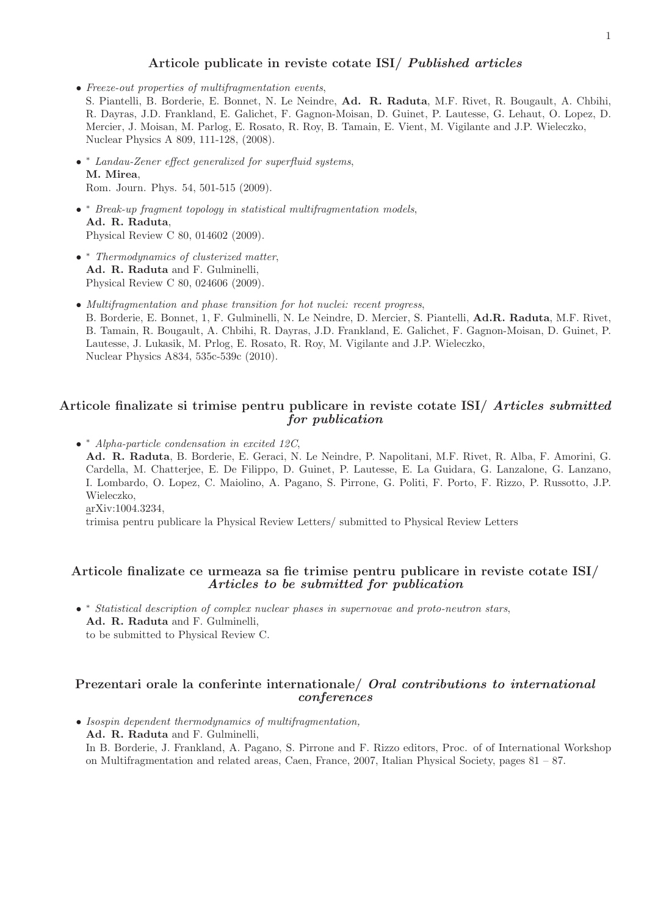## Articole publicate in reviste cotate ISI/ *Published articles*

- *Freeze-out properties of multifragmentation events*,
  S. Piantelli, B. Borderie, E. Bonnet, N. Le Neindre, **Ad. R. Raduta**, M.F. Rivet, R. Bougault, A. Chbihi, R. Dayras, J.D. Frankland, E. Galichet, F. Gagnon-Moisan, D. Guinet, P. Lautesse, G. Lehaut, O. Lopez, D. Mercier, J. Moisan, M. Parlog, E. Rosato, R. Roy, B. Tamain, E. Vient, M. Vigilante and J.P. Wieleczko,
  Nuclear Physics A 809, 111-128, (2008).

- * *Landau-Zener effect generalized for superfluid systems*,
  **M. Mirea**,
  Rom. Journ. Phys. 54, 501-515 (2009).

- * *Break-up fragment topology in statistical multifragmentation models*,
  **Ad. R. Raduta**,
  Physical Review C 80, 014602 (2009).

- * *Thermodynamics of clusterized matter*,
  **Ad. R. Raduta** and F. Gulminelli,
  Physical Review C 80, 024606 (2009).

- *Multifragmentation and phase transition for hot nuclei: recent progress*,
  B. Borderie, E. Bonnet, 1, F. Gulminelli, N. Le Neindre, D. Mercier, S. Piantelli, **Ad.R. Raduta**, M.F. Rivet, B. Tamain, R. Bougault, A. Chbihi, R. Dayras, J.D. Frankland, E. Galichet, F. Gagnon-Moisan, D. Guinet, P. Lautesse, J. Lukasik, M. Prlog, E. Rosato, R. Roy, M. Vigilante and J.P. Wieleczko,
  Nuclear Physics A834, 535c-539c (2010).

## Articole finalizate si trimise pentru publicare in reviste cotate ISI/ *Articles submitted for publication*

- * *Alpha-particle condensation in excited 12C*,
  **Ad. R. Raduta**, B. Borderie, E. Geraci, N. Le Neindre, P. Napolitani, M.F. Rivet, R. Alba, F. Amorini, G. Cardella, M. Chatterjee, E. De Filippo, D. Guinet, P. Lautesse, E. La Guidara, G. Lanzalone, G. Lanzano, I. Lombardo, O. Lopez, C. Maiolino, A. Pagano, S. Pirrone, G. Politi, F. Porto, F. Rizzo, P. Russotto, J.P. Wieleczko,
  arXiv:1004.3234,
  trimisa pentru publicare la Physical Review Letters/ submitted to Physical Review Letters

## Articole finalizate ce urmeaza sa fie trimise pentru publicare in reviste cotate ISI/ *Articles to be submitted for publication*

- * *Statistical description of complex nuclear phases in supernovae and proto-neutron stars*,
  **Ad. R. Raduta** and F. Gulminelli,
  to be submitted to Physical Review C.

## Prezentari orale la conferinte internationale/ *Oral contributions to international conferences*

- *Isospin dependent thermodynamics of multifragmentation,*
  **Ad. R. Raduta** and F. Gulminelli,
  In B. Borderie, J. Frankland, A. Pagano, S. Pirrone and F. Rizzo editors, Proc. of of International Workshop on Multifragmentation and related areas, Caen, France, 2007, Italian Physical Society, pages 81 – 87.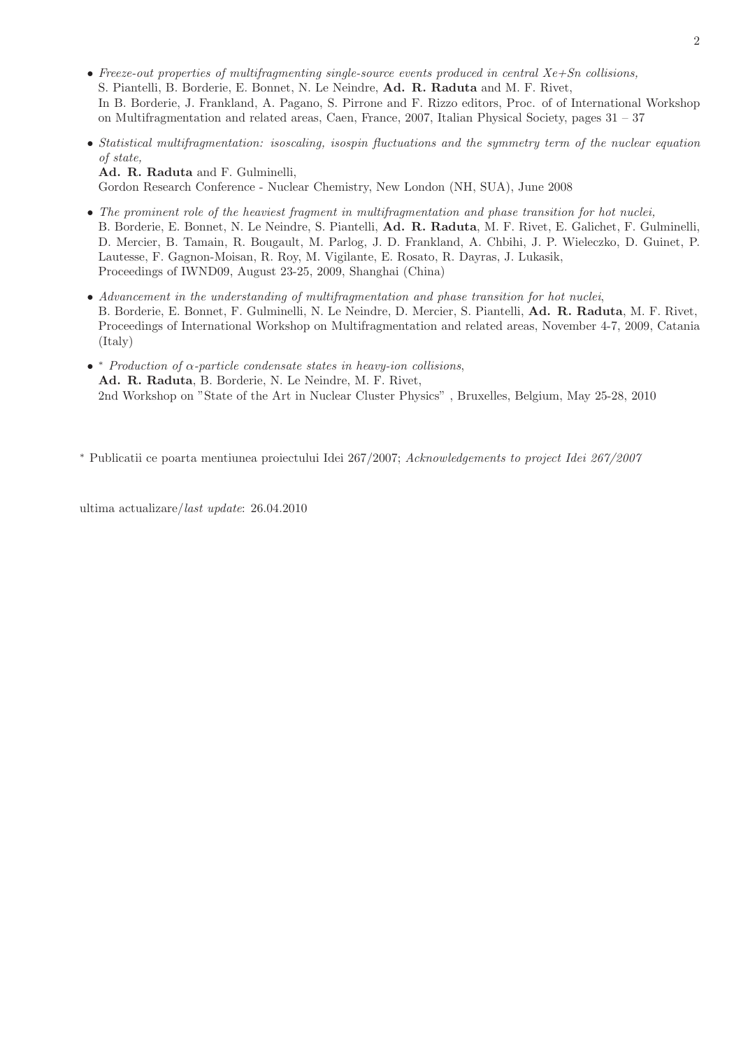- *Freeze-out properties of multifragmenting single-source events produced in central Xe+Sn collisions,*
  S. Piantelli, B. Borderie, E. Bonnet, N. Le Neindre, **Ad. R. Raduta** and M. F. Rivet,
  In B. Borderie, J. Frankland, A. Pagano, S. Pirrone and F. Rizzo editors, Proc. of of International Workshop on Multifragmentation and related areas, Caen, France, 2007, Italian Physical Society, pages 31 – 37

- *Statistical multifragmentation: isoscaling, isospin fluctuations and the symmetry term of the nuclear equation of state,*
  **Ad. R. Raduta** and F. Gulminelli,
  Gordon Research Conference - Nuclear Chemistry, New London (NH, SUA), June 2008

- *The prominent role of the heaviest fragment in multifragmentation and phase transition for hot nuclei,*
  B. Borderie, E. Bonnet, N. Le Neindre, S. Piantelli, **Ad. R. Raduta**, M. F. Rivet, E. Galichet, F. Gulminelli, D. Mercier, B. Tamain, R. Bougault, M. Parlog, J. D. Frankland, A. Chbihi, J. P. Wieleczko, D. Guinet, P. Lautesse, F. Gagnon-Moisan, R. Roy, M. Vigilante, E. Rosato, R. Dayras, J. Lukasik,
  Proceedings of IWND09, August 23-25, 2009, Shanghai (China)

- *Advancement in the understanding of multifragmentation and phase transition for hot nuclei*,
  B. Borderie, E. Bonnet, F. Gulminelli, N. Le Neindre, D. Mercier, S. Piantelli, **Ad. R. Raduta**, M. F. Rivet,
  Proceedings of International Workshop on Multifragmentation and related areas, November 4-7, 2009, Catania (Italy)

- * *Production of $\alpha$-particle condensate states in heavy-ion collisions*,
  **Ad. R. Raduta**, B. Borderie, N. Le Neindre, M. F. Rivet,
  2nd Workshop on "State of the Art in Nuclear Cluster Physics" , Bruxelles, Belgium, May 25-28, 2010

* Publicatii ce poarta mentiunea proiectului Idei 267/2007; *Acknowledgements to project Idei 267/2007*

ultima actualizare/*last update*: 26.04.2010